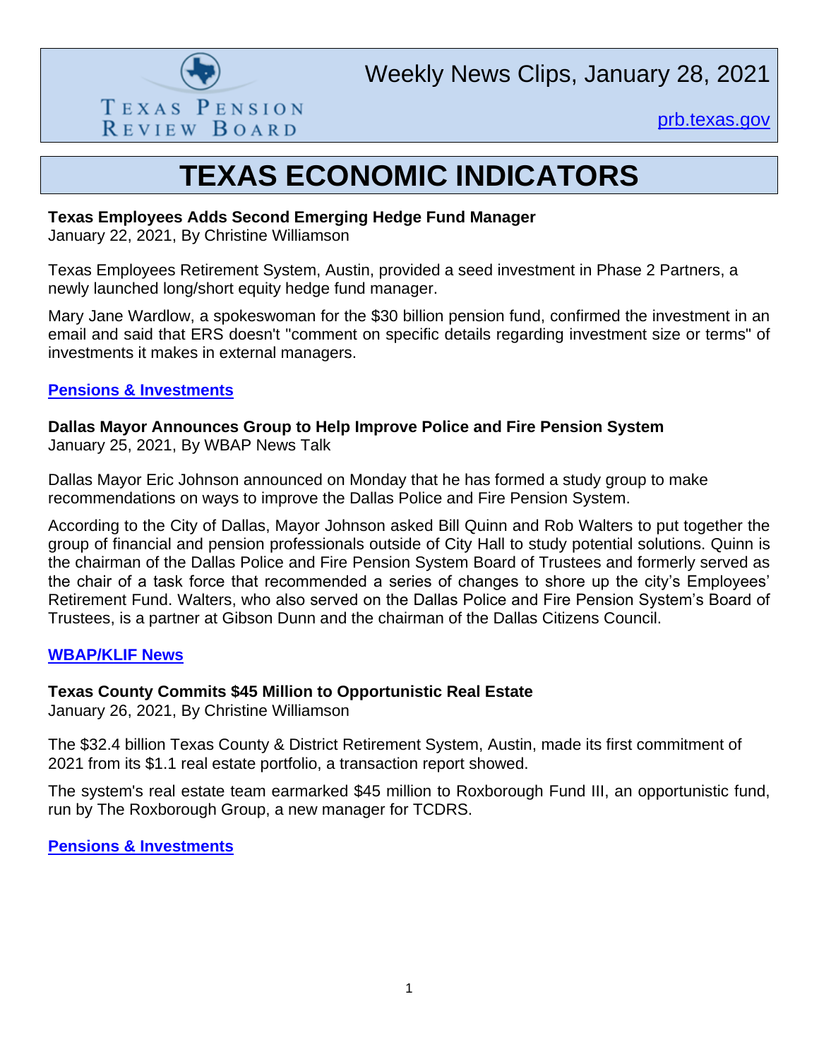Texas Pension Review Board

Weekly News Clips, January 28, 2021

prb.texas.gov

# TEXAS ECONOMIC INDICATORS

**Texas Employees Adds Second Emerging Hedge Fund Manager**
January 22, 2021, By Christine Williamson

Texas Employees Retirement System, Austin, provided a seed investment in Phase 2 Partners, a newly launched long/short equity hedge fund manager.

Mary Jane Wardlow, a spokeswoman for the $30 billion pension fund, confirmed the investment in an email and said that ERS doesn't "comment on specific details regarding investment size or terms" of investments it makes in external managers.

**Pensions & Investments**

**Dallas Mayor Announces Group to Help Improve Police and Fire Pension System**
January 25, 2021, By WBAP News Talk

Dallas Mayor Eric Johnson announced on Monday that he has formed a study group to make recommendations on ways to improve the Dallas Police and Fire Pension System.

According to the City of Dallas, Mayor Johnson asked Bill Quinn and Rob Walters to put together the group of financial and pension professionals outside of City Hall to study potential solutions. Quinn is the chairman of the Dallas Police and Fire Pension System Board of Trustees and formerly served as the chair of a task force that recommended a series of changes to shore up the city's Employees' Retirement Fund. Walters, who also served on the Dallas Police and Fire Pension System's Board of Trustees, is a partner at Gibson Dunn and the chairman of the Dallas Citizens Council.

**WBAP/KLIF News**

**Texas County Commits $45 Million to Opportunistic Real Estate**
January 26, 2021, By Christine Williamson

The $32.4 billion Texas County & District Retirement System, Austin, made its first commitment of 2021 from its $1.1 real estate portfolio, a transaction report showed.

The system's real estate team earmarked $45 million to Roxborough Fund III, an opportunistic fund, run by The Roxborough Group, a new manager for TCDRS.

**Pensions & Investments**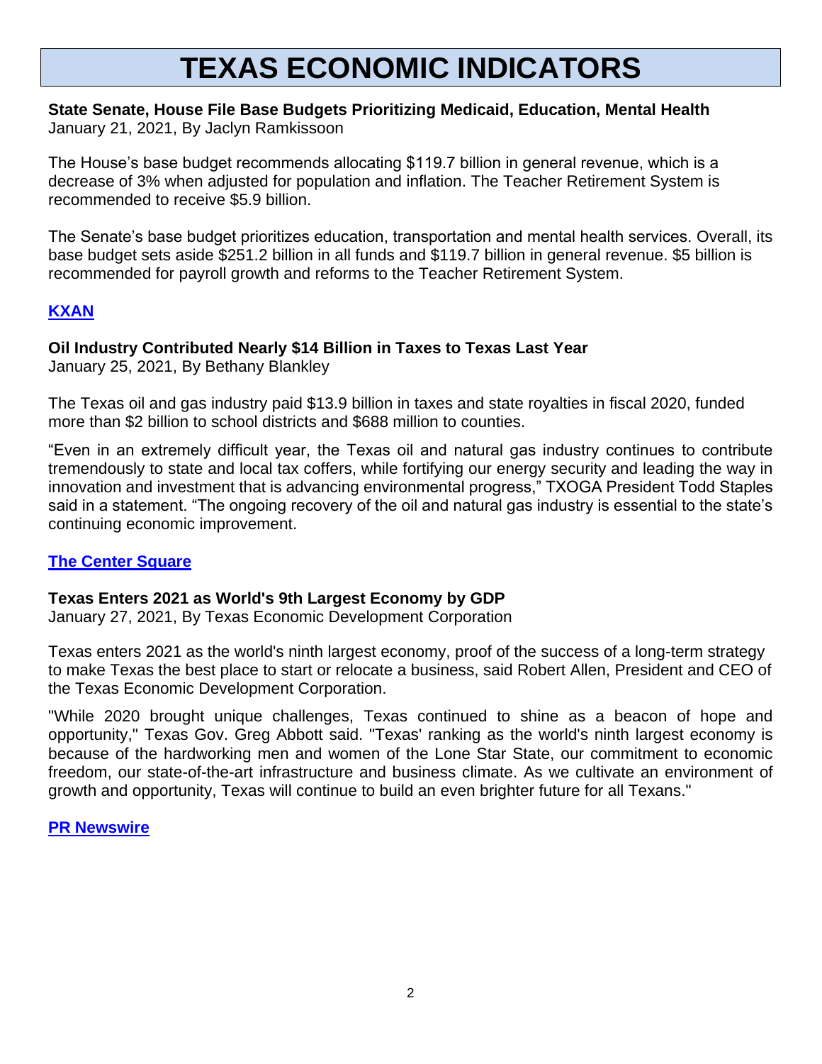# TEXAS ECONOMIC INDICATORS

**State Senate, House File Base Budgets Prioritizing Medicaid, Education, Mental Health**
January 21, 2021, By Jaclyn Ramkissoon

The House's base budget recommends allocating $119.7 billion in general revenue, which is a decrease of 3% when adjusted for population and inflation. The Teacher Retirement System is recommended to receive $5.9 billion.

The Senate's base budget prioritizes education, transportation and mental health services. Overall, its base budget sets aside $251.2 billion in all funds and $119.7 billion in general revenue. $5 billion is recommended for payroll growth and reforms to the Teacher Retirement System.

**KXAN**

**Oil Industry Contributed Nearly $14 Billion in Taxes to Texas Last Year**
January 25, 2021, By Bethany Blankley

The Texas oil and gas industry paid $13.9 billion in taxes and state royalties in fiscal 2020, funded more than $2 billion to school districts and $688 million to counties.

"Even in an extremely difficult year, the Texas oil and natural gas industry continues to contribute tremendously to state and local tax coffers, while fortifying our energy security and leading the way in innovation and investment that is advancing environmental progress," TXOGA President Todd Staples said in a statement. "The ongoing recovery of the oil and natural gas industry is essential to the state's continuing economic improvement.

**The Center Square**

**Texas Enters 2021 as World's 9th Largest Economy by GDP**
January 27, 2021, By Texas Economic Development Corporation

Texas enters 2021 as the world's ninth largest economy, proof of the success of a long-term strategy to make Texas the best place to start or relocate a business, said Robert Allen, President and CEO of the Texas Economic Development Corporation.

"While 2020 brought unique challenges, Texas continued to shine as a beacon of hope and opportunity," Texas Gov. Greg Abbott said. "Texas' ranking as the world's ninth largest economy is because of the hardworking men and women of the Lone Star State, our commitment to economic freedom, our state-of-the-art infrastructure and business climate. As we cultivate an environment of growth and opportunity, Texas will continue to build an even brighter future for all Texans."

**PR Newswire**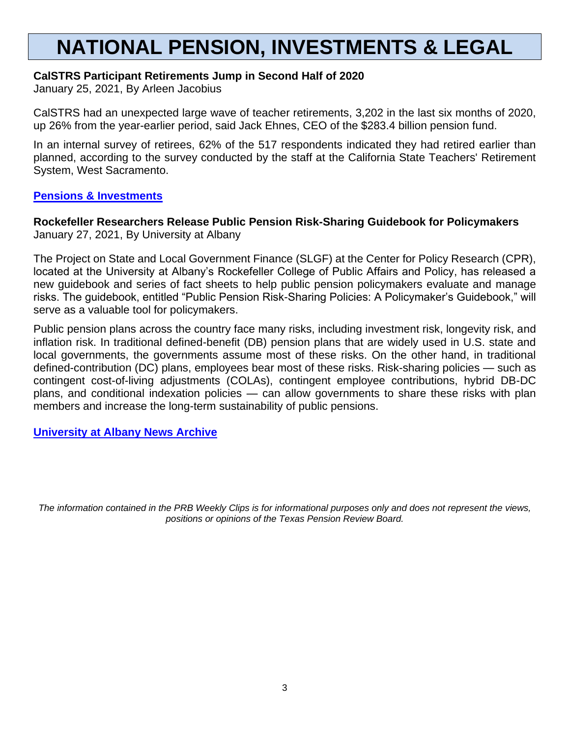# NATIONAL PENSION, INVESTMENTS & LEGAL

**CalSTRS Participant Retirements Jump in Second Half of 2020**
January 25, 2021, By Arleen Jacobius

CalSTRS had an unexpected large wave of teacher retirements, 3,202 in the last six months of 2020, up 26% from the year-earlier period, said Jack Ehnes, CEO of the $283.4 billion pension fund.

In an internal survey of retirees, 62% of the 517 respondents indicated they had retired earlier than planned, according to the survey conducted by the staff at the California State Teachers' Retirement System, West Sacramento.

**Pensions & Investments**

**Rockefeller Researchers Release Public Pension Risk-Sharing Guidebook for Policymakers**
January 27, 2021, By University at Albany

The Project on State and Local Government Finance (SLGF) at the Center for Policy Research (CPR), located at the University at Albany's Rockefeller College of Public Affairs and Policy, has released a new guidebook and series of fact sheets to help public pension policymakers evaluate and manage risks. The guidebook, entitled "Public Pension Risk-Sharing Policies: A Policymaker's Guidebook," will serve as a valuable tool for policymakers.

Public pension plans across the country face many risks, including investment risk, longevity risk, and inflation risk. In traditional defined-benefit (DB) pension plans that are widely used in U.S. state and local governments, the governments assume most of these risks. On the other hand, in traditional defined-contribution (DC) plans, employees bear most of these risks. Risk-sharing policies — such as contingent cost-of-living adjustments (COLAs), contingent employee contributions, hybrid DB-DC plans, and conditional indexation policies — can allow governments to share these risks with plan members and increase the long-term sustainability of public pensions.

**University at Albany News Archive**

*The information contained in the PRB Weekly Clips is for informational purposes only and does not represent the views, positions or opinions of the Texas Pension Review Board.*